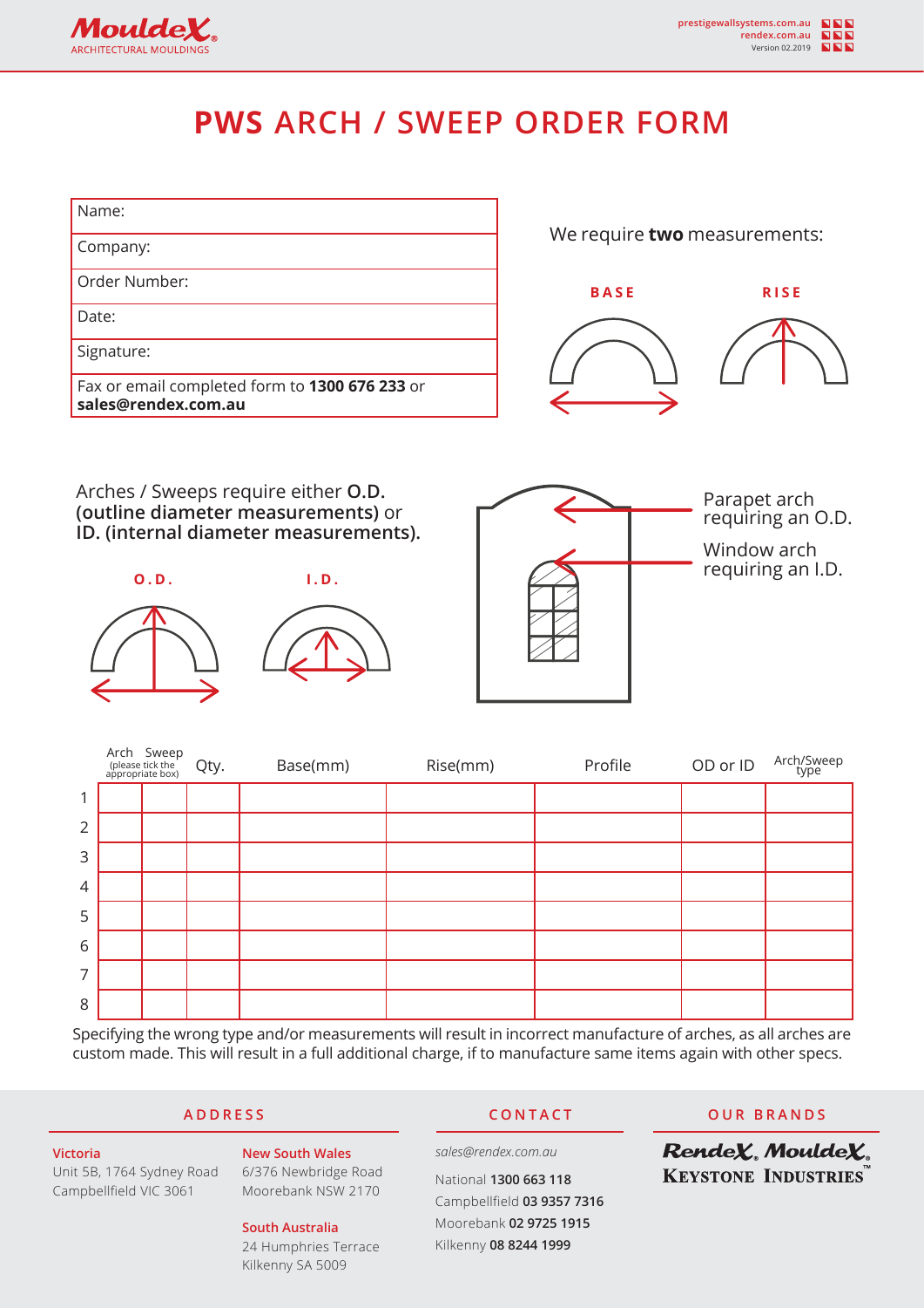MouldeX ARCHITECTURAL MOULDINGS

prestigewallsystems.com.au
rendex.com.au
Version 02.2019

# PWS ARCH / SWEEP ORDER FORM

| Name: |
|---|
| Company: |
| Order Number: |
| Date: |
| Signature: |
| Fax or email completed form to **1300 676 233** or **sales@rendex.com.au** |

We require **two** measurements:

**BASE** **RISE**

Arches / Sweeps require either **O.D. (outline diameter measurements)** or **ID. (internal diameter measurements).**

**O.D.** **I.D.**

Parapet arch requiring an O.D.

Window arch requiring an I.D.

| | Arch (please tick the appropriate box) | Sweep | Qty. | Base(mm) | Rise(mm) | Profile | OD or ID | Arch/Sweep type |
|---|---|---|---|---|---|---|---|---|
| 1 | | | | | | | | |
| 2 | | | | | | | | |
| 3 | | | | | | | | |
| 4 | | | | | | | | |
| 5 | | | | | | | | |
| 6 | | | | | | | | |
| 7 | | | | | | | | |
| 8 | | | | | | | | |

Specifying the wrong type and/or measurements will result in incorrect manufacture of arches, as all arches are custom made. This will result in a full additional charge, if to manufacture same items again with other specs.

## ADDRESS

**Victoria**
Unit 5B, 1764 Sydney Road
Campbellfield VIC 3061

**New South Wales**
6/376 Newbridge Road
Moorebank NSW 2170

**South Australia**
24 Humphries Terrace
Kilkenny SA 5009

## CONTACT

*sales@rendex.com.au*

National **1300 663 118**
Campbellfield **03 9357 7316**
Moorebank **02 9725 1915**
Kilkenny **08 8244 1999**

## OUR BRANDS

RendeX, MouldeX, KEYSTONE INDUSTRIES™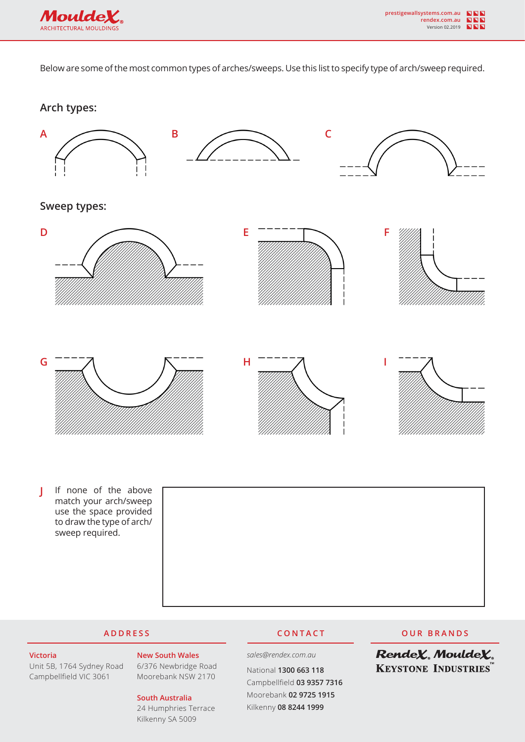Below are some of the most common types of arches/sweeps. Use this list to specify type of arch/sweep required.

## Arch types:

A

B

C

## Sweep types:

D

E

F

G

H

I

J If none of the above match your arch/sweep use the space provided to draw the type of arch/sweep required.

### ADDRESS

**Victoria**
Unit 5B, 1764 Sydney Road
Campbellfield VIC 3061

**New South Wales**
6/376 Newbridge Road
Moorebank NSW 2170

**South Australia**
24 Humphries Terrace
Kilkenny SA 5009

### CONTACT

*sales@rendex.com.au*

National **1300 663 118**
Campbellfield **03 9357 7316**
Moorebank **02 9725 1915**
Kilkenny **08 8244 1999**

### OUR BRANDS

RendeX. MouldeX.
KEYSTONE INDUSTRIES™